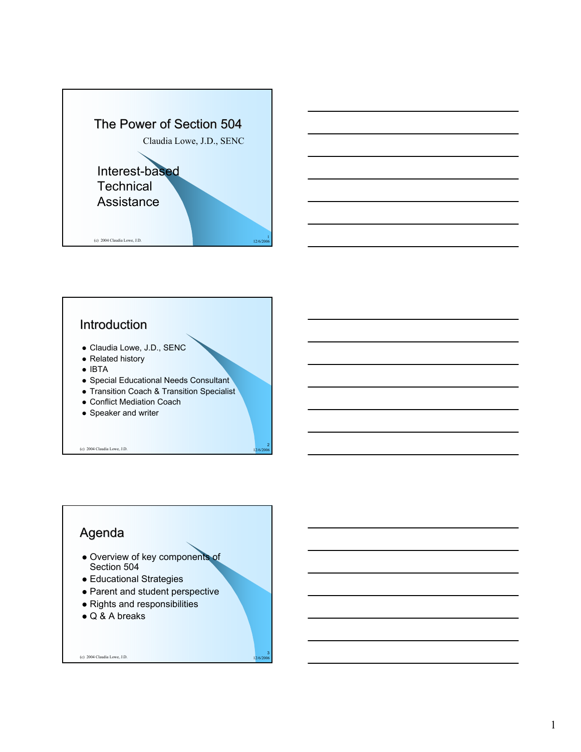# The Power of Section 504

Claudia Lowe, J.D., SENC

Interest-based Technical Assistance

(c) 2004 Claudia Lowe, J.D.

## Introduction

- Claudia Lowe, J.D., SENC
- Related history
- IBTA
- Special Educational Needs Consultant
- Transition Coach & Transition Specialist
- Conflict Mediation Coach
- Speaker and writer

(c) 2004 Claudia Lowe, J.D.

## Agenda

- Overview of key components of Section 504
- Educational Strategies
- Parent and student perspective
- Rights and responsibilities
- Q & A breaks

(c) 2004 Claudia Lowe, J.D.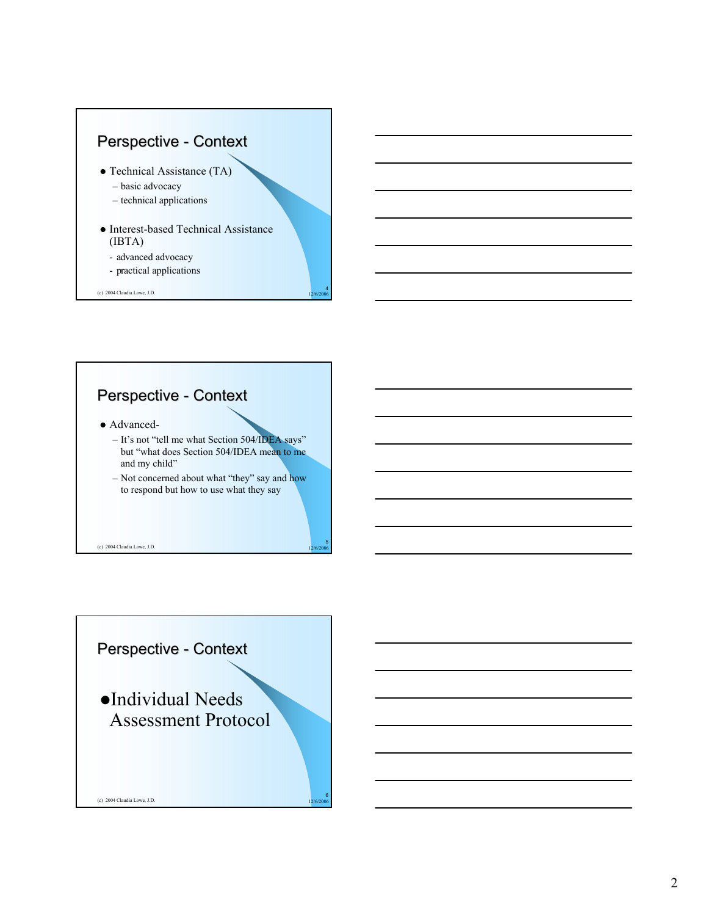## Perspective - Context

- Technical Assistance (TA)
  - basic advocacy
  - technical applications
- Interest-based Technical Assistance (IBTA)
  - advanced advocacy
  - practical applications

(c) 2004 Claudia Lowe, J.D.

## Perspective - Context

- Advanced-
  - It's not "tell me what Section 504/IDEA says" but "what does Section 504/IDEA mean to me and my child"
  - Not concerned about what "they" say and how to respond but how to use what they say

(c) 2004 Claudia Lowe, J.D.

## Perspective - Context

- Individual Needs Assessment Protocol

(c) 2004 Claudia Lowe, J.D.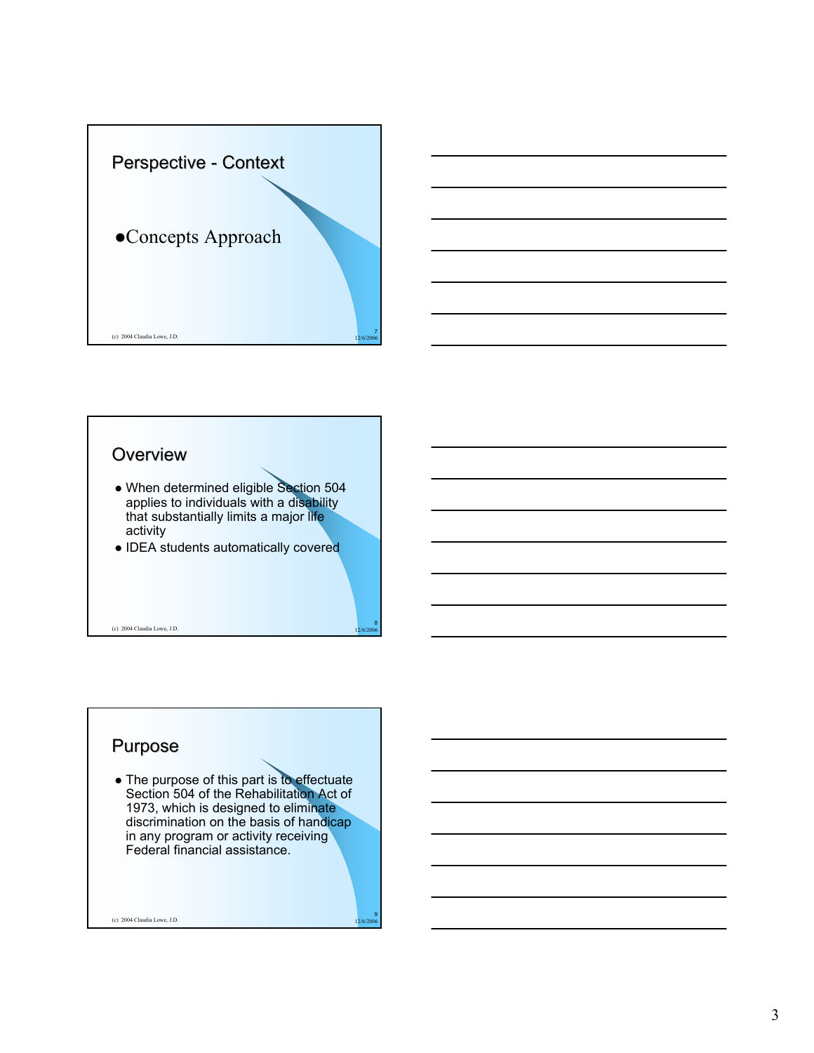## Perspective - Context

- Concepts Approach

## Overview

- When determined eligible Section 504 applies to individuals with a disability that substantially limits a major life activity
- IDEA students automatically covered

## Purpose

- The purpose of this part is to effectuate Section 504 of the Rehabilitation Act of 1973, which is designed to eliminate discrimination on the basis of handicap in any program or activity receiving Federal financial assistance.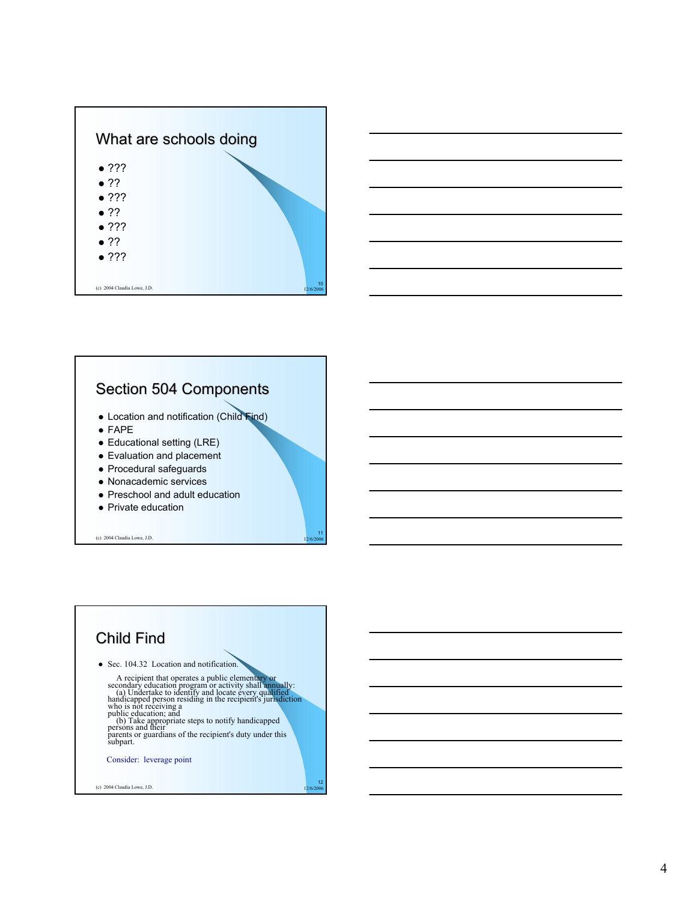## What are schools doing

- ???
- ??
- ???
- ??
- ???
- ??
- ???

(c) 2004 Claudia Lowe, J.D.

## Section 504 Components

- Location and notification (Child Find)
- FAPE
- Educational setting (LRE)
- Evaluation and placement
- Procedural safeguards
- Nonacademic services
- Preschool and adult education
- Private education

(c) 2004 Claudia Lowe, J.D.

## Child Find

- Sec. 104.32 Location and notification.

  A recipient that operates a public elementary or secondary education program or activity shall annually:
  (a) Undertake to identify and locate every qualified handicapped person residing in the recipient's jurisdiction who is not receiving a public education; and
  (b) Take appropriate steps to notify handicapped persons and their parents or guardians of the recipient's duty under this subpart.

Consider: leverage point

(c) 2004 Claudia Lowe, J.D.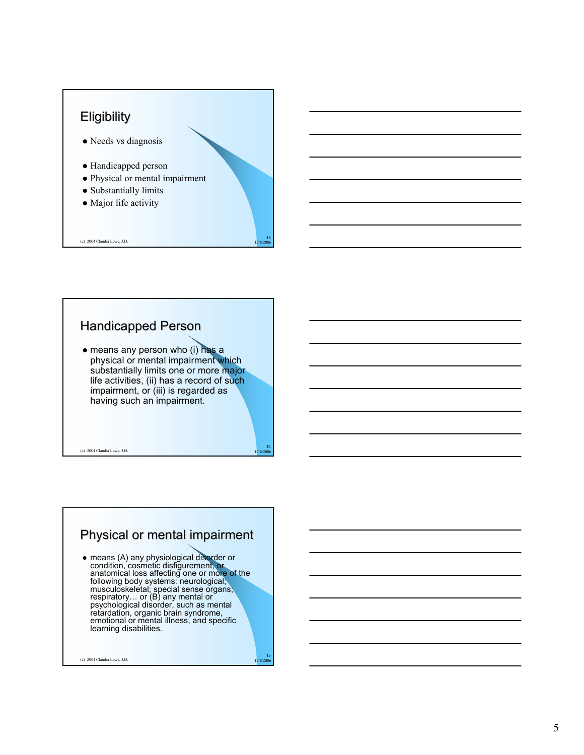## Eligibility

- Needs vs diagnosis
- Handicapped person
- Physical or mental impairment
- Substantially limits
- Major life activity

## Handicapped Person

- means any person who (i) has a physical or mental impairment which substantially limits one or more major life activities, (ii) has a record of such impairment, or (iii) is regarded as having such an impairment.

## Physical or mental impairment

- means (A) any physiological disorder or condition, cosmetic disfigurement, or anatomical loss affecting one or more of the following body systems: neurological; musculoskeletal; special sense organs; respiratory… or (B) any mental or psychological disorder, such as mental retardation, organic brain syndrome, emotional or mental illness, and specific learning disabilities.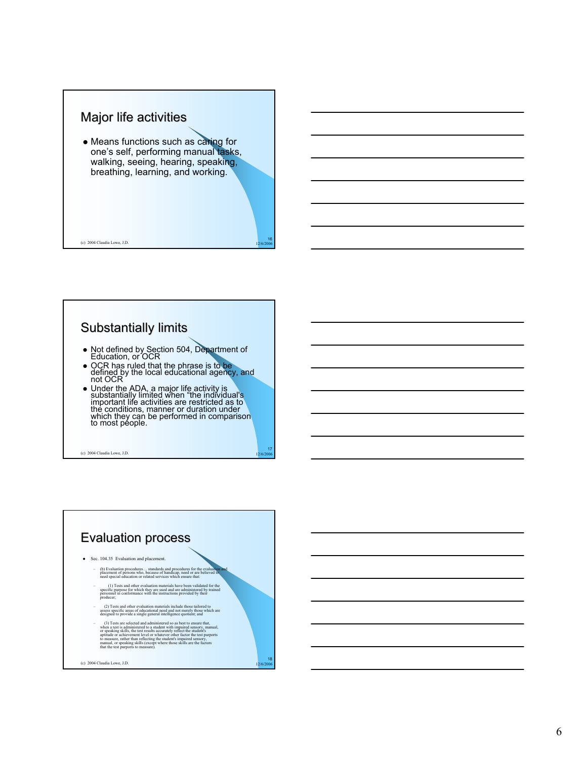## Major life activities

- Means functions such as caring for one's self, performing manual tasks, walking, seeing, hearing, speaking, breathing, learning, and working.

(c) 2004 Claudia Lowe, J.D.

## Substantially limits

- Not defined by Section 504, Department of Education, or OCR
- OCR has ruled that the phrase is to be defined by the local educational agency, and not OCR
- Under the ADA, a major life activity is substantially limited when "the individual's important life activities are restricted as to the conditions, manner or duration under which they can be performed in comparison to most people.

(c) 2004 Claudia Lowe, J.D.

## Evaluation process

- Sec. 104.35 Evaluation and placement.
  - (b) Evaluation procedures… standards and procedures for the evaluation and placement of persons who, because of handicap, need or are believed to need special education or related services which ensure that:
  - (1) Tests and other evaluation materials have been validated for the specific purpose for which they are used and are administered by trained personnel in conformance with the instructions provided by their producer;
  - (2) Tests and other evaluation materials include those tailored to assess specific areas of educational need and not merely those which are designed to provide a single general intelligence quotient; and
  - (3) Tests are selected and administered so as best to ensure that, when a test is administered to a student with impaired sensory, manual, or speaking skills, the test results accurately reflect the student's aptitude or achievement level or whatever other factor the test purports to measure, rather than reflecting the student's impaired sensory, manual, or speaking skills (except where those skills are the factors that the test purports to measure).

(c) 2004 Claudia Lowe, J.D.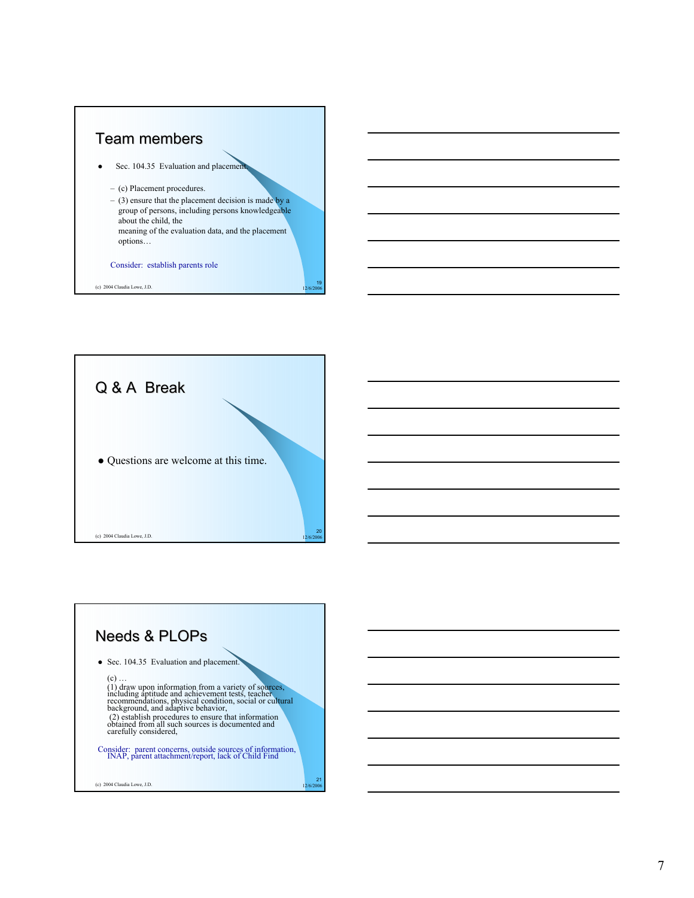## Team members

- Sec. 104.35 Evaluation and placement.
  - (c) Placement procedures.
  - (3) ensure that the placement decision is made by a group of persons, including persons knowledgeable about the child, the meaning of the evaluation data, and the placement options…

Consider: establish parents role

(c) 2004 Claudia Lowe, J.D.

## Q & A Break

- Questions are welcome at this time.

(c) 2004 Claudia Lowe, J.D.

## Needs & PLOPs

- Sec. 104.35 Evaluation and placement.

(c) …
(1) draw upon information from a variety of sources, including aptitude and achievement tests, teacher recommendations, physical condition, social or cultural background, and adaptive behavior,
(2) establish procedures to ensure that information obtained from all such sources is documented and carefully considered,

Consider: parent concerns, outside sources of information, INAP, parent attachment/report, lack of Child Find

(c) 2004 Claudia Lowe, J.D.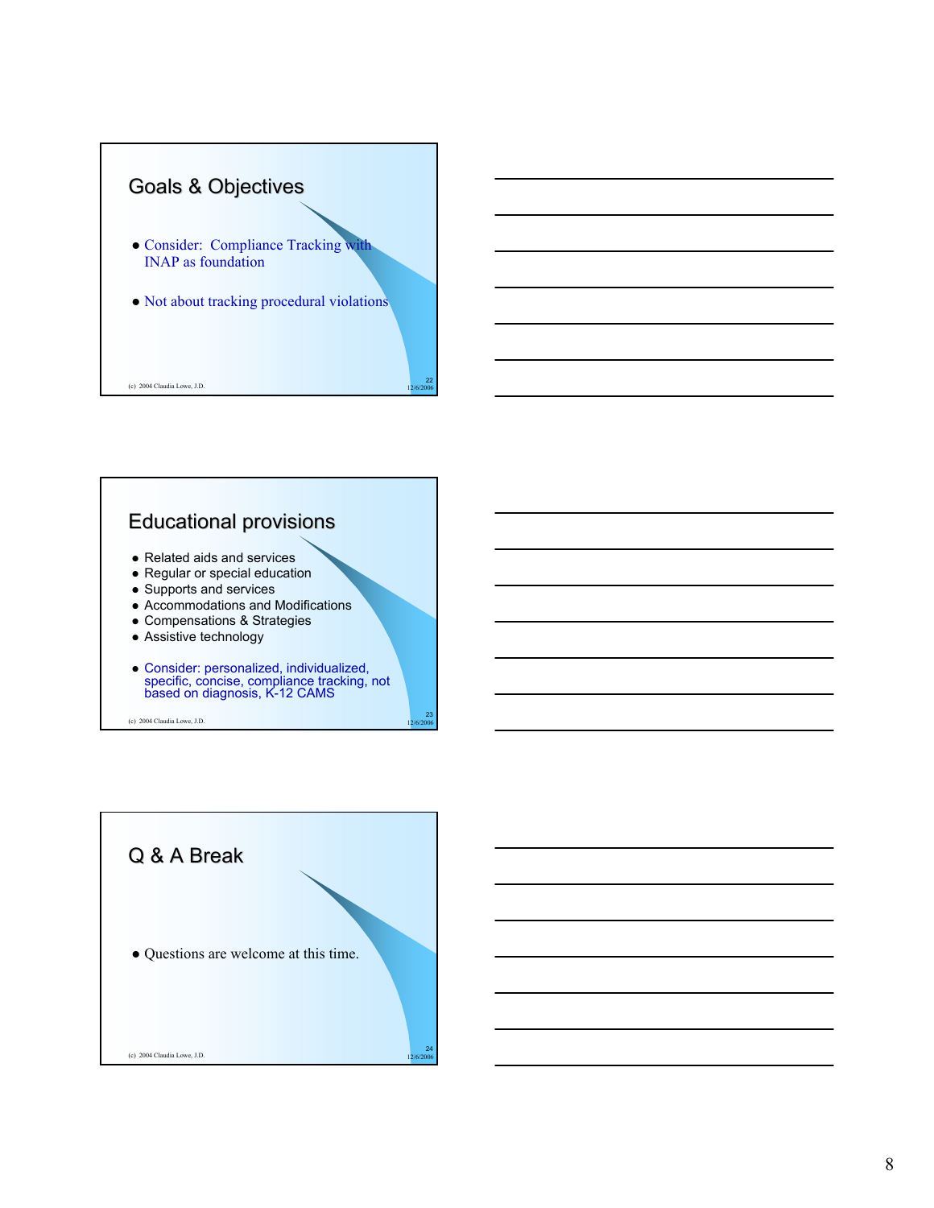## Goals & Objectives

- Consider: Compliance Tracking with INAP as foundation
- Not about tracking procedural violations

(c) 2004 Claudia Lowe, J.D.

## Educational provisions

- Related aids and services
- Regular or special education
- Supports and services
- Accommodations and Modifications
- Compensations & Strategies
- Assistive technology
- Consider: personalized, individualized, specific, concise, compliance tracking, not based on diagnosis, K-12 CAMS

(c) 2004 Claudia Lowe, J.D.

## Q & A Break

- Questions are welcome at this time.

(c) 2004 Claudia Lowe, J.D.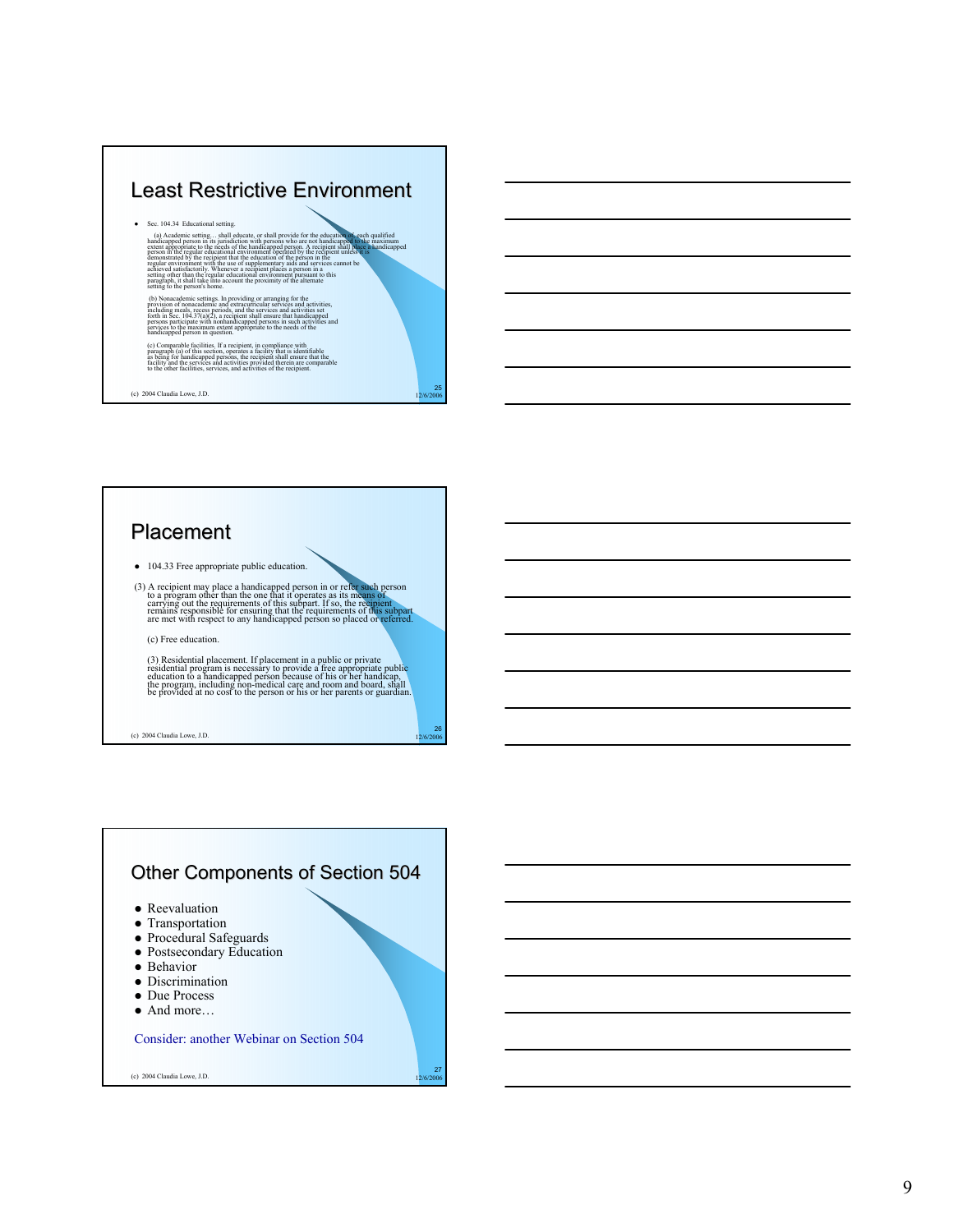## Least Restrictive Environment

- Sec. 104.34 Educational setting.

  (a) Academic setting… shall educate, or shall provide for the education of, each qualified handicapped person in its jurisdiction with persons who are not handicapped to the maximum extent appropriate to the needs of the handicapped person. A recipient shall place a handicapped person in the regular educational environment operated by the recipient unless it is demonstrated by the recipient that the education of the person in the regular environment with the use of supplementary aids and services cannot be achieved satisfactorily. Whenever a recipient places a person in a setting other than the regular educational environment pursuant to this paragraph, it shall take into account the proximity of the alternate setting to the person's home.

  (b) Nonacademic settings. In providing or arranging for the provision of nonacademic and extracurricular services and activities, including meals, recess periods, and the services and activities set forth in Sec. 104.37(a)(2), a recipient shall ensure that handicapped persons participate with nonhandicapped persons in such activities and services to the maximum extent appropriate to the needs of the handicapped person in question.

  (c) Comparable facilities. If a recipient, in compliance with paragraph (a) of this section, operates a facility that is identifiable as being for handicapped persons, the recipient shall ensure that the facility and the services and activities provided therein are comparable to the other facilities, services, and activities of the recipient.

(c) 2004 Claudia Lowe, J.D.

## Placement

- 104.33 Free appropriate public education.

(3) A recipient may place a handicapped person in or refer such person to a program other than the one that it operates as its means of carrying out the requirements of this subpart. If so, the recipient remains responsible for ensuring that the requirements of this subpart are met with respect to any handicapped person so placed or referred.

(c) Free education.

(3) Residential placement. If placement in a public or private residential program is necessary to provide a free appropriate public education to a handicapped person because of his or her handicap, the program, including non-medical care and room and board, shall be provided at no cost to the person or his or her parents or guardian.

(c) 2004 Claudia Lowe, J.D.

## Other Components of Section 504

- Reevaluation
- Transportation
- Procedural Safeguards
- Postsecondary Education
- Behavior
- Discrimination
- Due Process
- And more…

Consider: another Webinar on Section 504

(c) 2004 Claudia Lowe, J.D.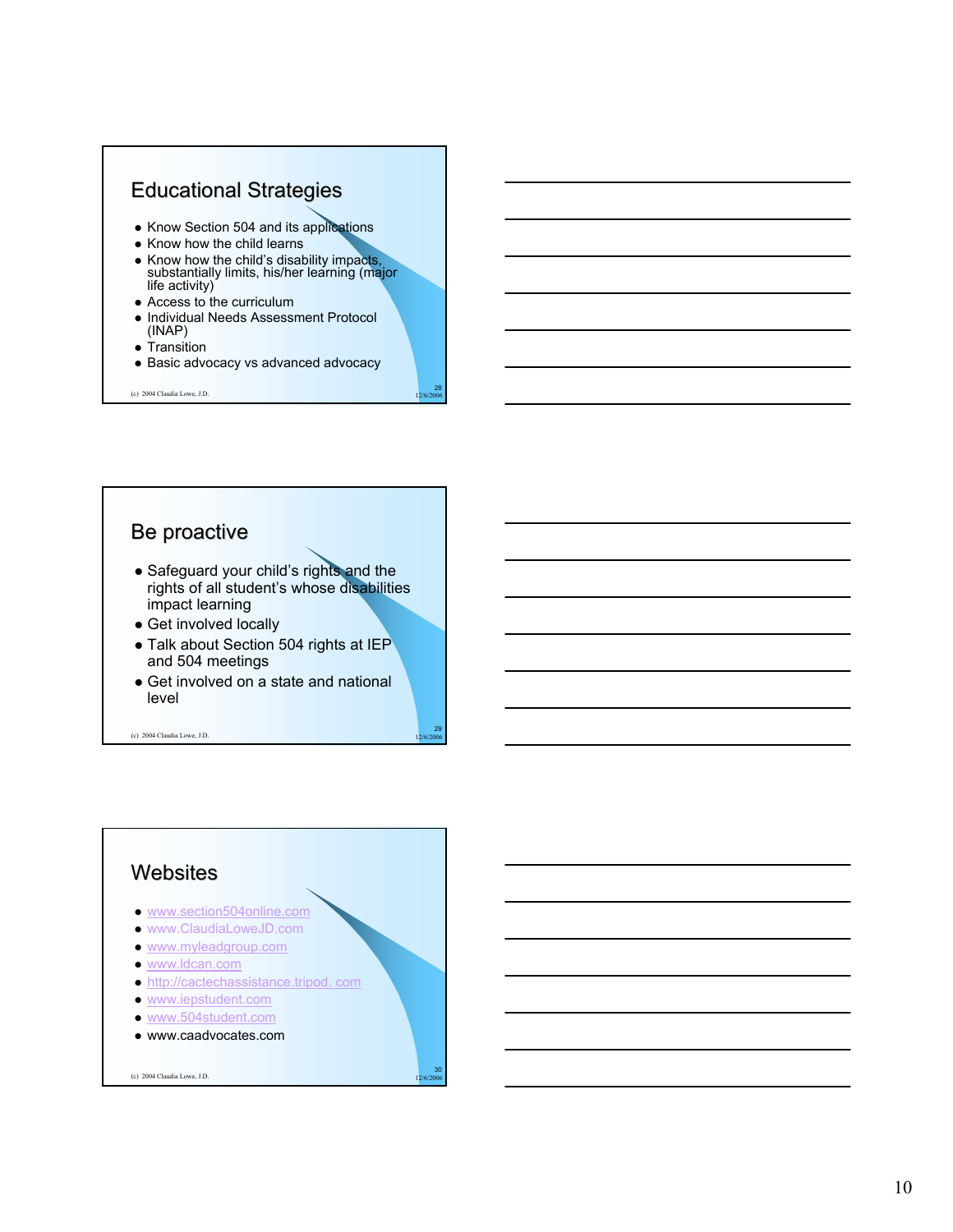## Educational Strategies

- Know Section 504 and its applications
- Know how the child learns
- Know how the child's disability impacts, substantially limits, his/her learning (major life activity)
- Access to the curriculum
- Individual Needs Assessment Protocol (INAP)
- Transition
- Basic advocacy vs advanced advocacy

(c) 2004 Claudia Lowe, J.D.

## Be proactive

- Safeguard your child's rights and the rights of all student's whose disabilities impact learning
- Get involved locally
- Talk about Section 504 rights at IEP and 504 meetings
- Get involved on a state and national level

(c) 2004 Claudia Lowe, J.D.

## Websites

- www.section504online.com
- www.ClaudiaLoweJD.com
- www.myleadgroup.com
- www.ldcan.com
- http://cactechassistance.tripod. com
- www.iepstudent.com
- www.504student.com
- www.caadvocates.com

(c) 2004 Claudia Lowe, J.D.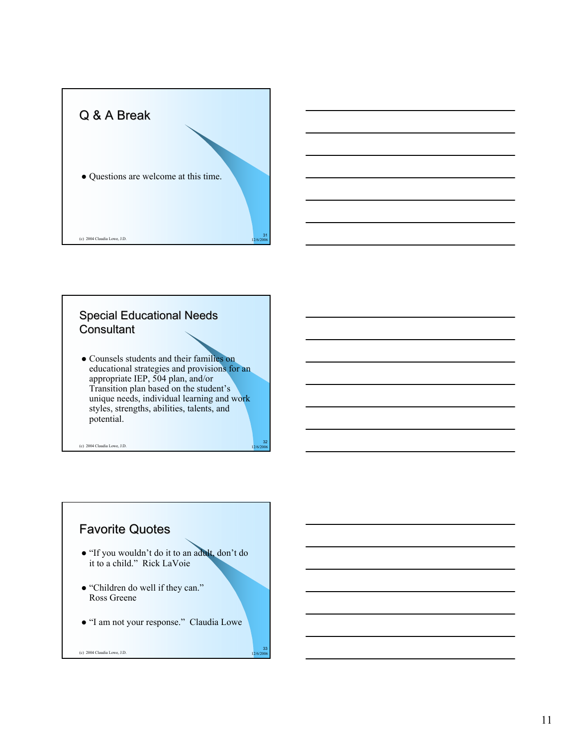## Q & A Break

- Questions are welcome at this time.

## Special Educational Needs Consultant

- Counsels students and their families on educational strategies and provisions for an appropriate IEP, 504 plan, and/or Transition plan based on the student's unique needs, individual learning and work styles, strengths, abilities, talents, and potential.

## Favorite Quotes

- "If you wouldn't do it to an adult, don't do it to a child." Rick LaVoie
- "Children do well if they can." Ross Greene
- "I am not your response." Claudia Lowe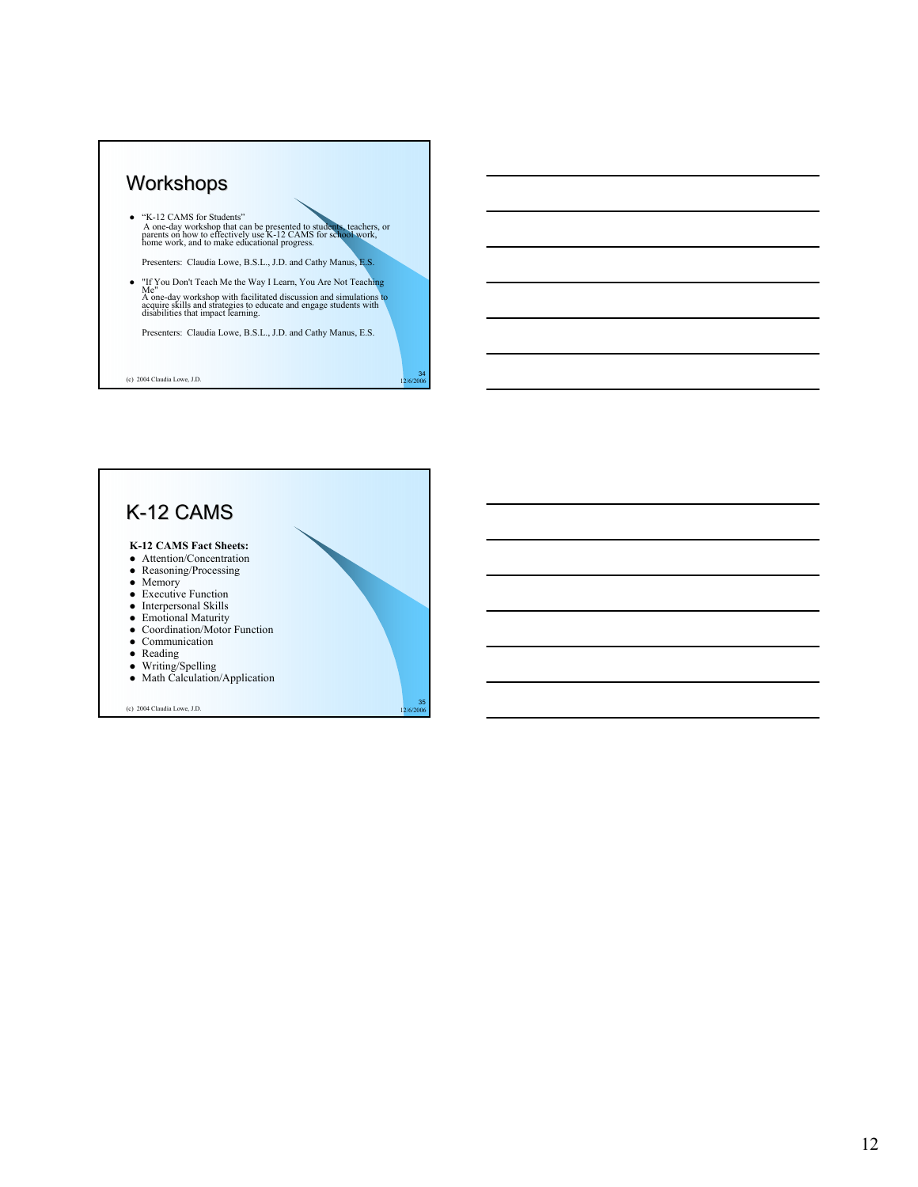## Workshops

- "K-12 CAMS for Students"
  A one-day workshop that can be presented to students, teachers, or parents on how to effectively use K-12 CAMS for school work, home work, and to make educational progress.

  Presenters: Claudia Lowe, B.S.L., J.D. and Cathy Manus, E.S.

- "If You Don't Teach Me the Way I Learn, You Are Not Teaching Me"
  A one-day workshop with facilitated discussion and simulations to acquire skills and strategies to educate and engage students with disabilities that impact learning.

  Presenters: Claudia Lowe, B.S.L., J.D. and Cathy Manus, E.S.

(c) 2004 Claudia Lowe, J.D.

## K-12 CAMS

**K-12 CAMS Fact Sheets:**

- Attention/Concentration
- Reasoning/Processing
- Memory
- Executive Function
- Interpersonal Skills
- Emotional Maturity
- Coordination/Motor Function
- Communication
- Reading
- Writing/Spelling
- Math Calculation/Application

(c) 2004 Claudia Lowe, J.D.